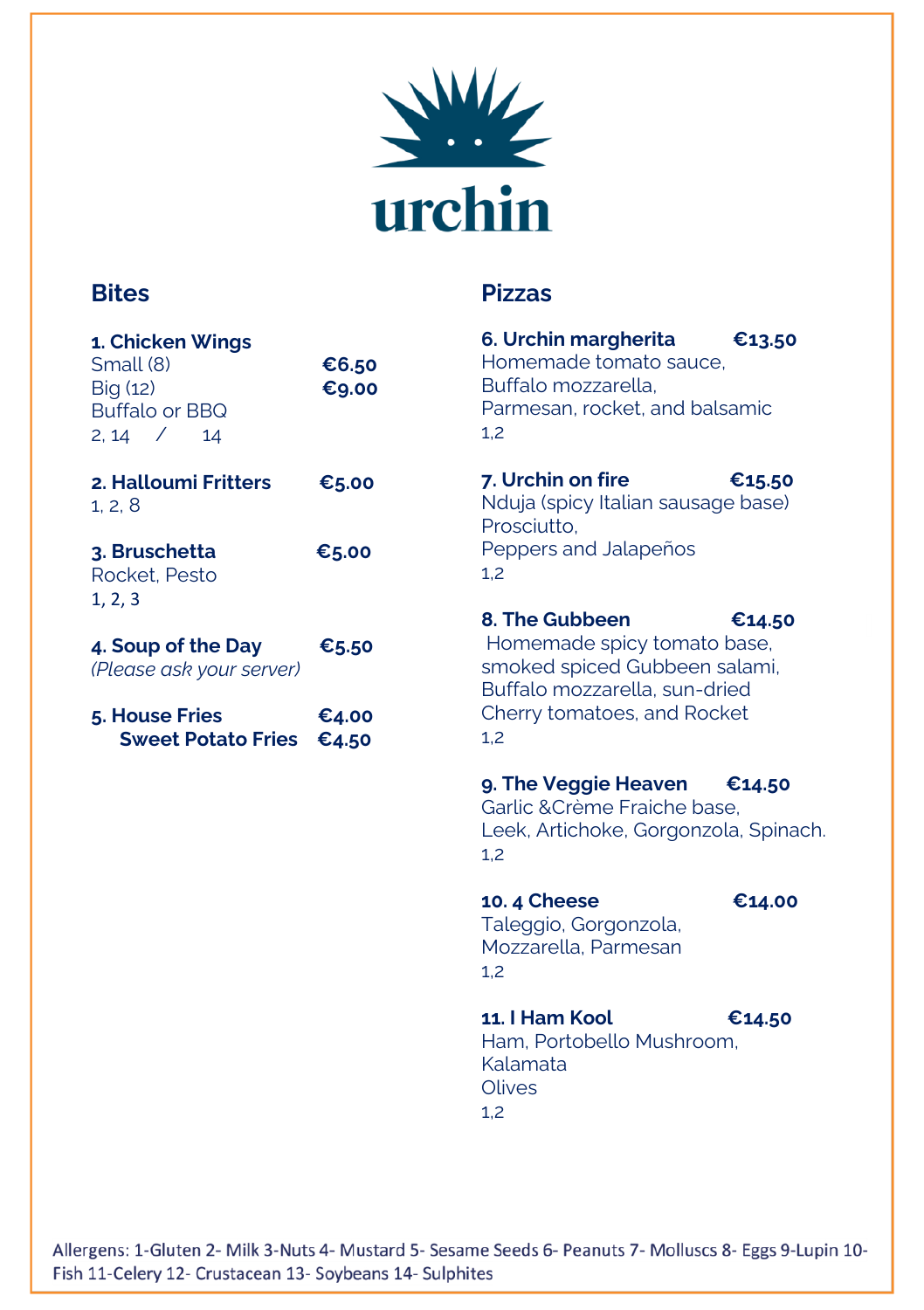# urchin

## Bites

**1. Chicken Wings**
Small (8) **€6.50**
Big (12) **€9.00**
Buffalo or BBQ
2, 14 / 14

**2. Halloumi Fritters** **€5.00**
1, 2, 8

**3. Bruschetta** **€5.00**
Rocket, Pesto
1, 2, 3

**4. Soup of the Day** **€5.50**
*(Please ask your server)*

**5. House Fries** **€4.00**
**Sweet Potato Fries** **€4.50**

## Pizzas

**6. Urchin margherita** **€13.50**
Homemade tomato sauce,
Buffalo mozzarella,
Parmesan, rocket, and balsamic
1,2

**7. Urchin on fire** **€15.50**
Nduja (spicy Italian sausage base)
Prosciutto,
Peppers and Jalapeños
1,2

**8. The Gubbeen** **€14.50**
Homemade spicy tomato base,
smoked spiced Gubbeen salami,
Buffalo mozzarella, sun-dried
Cherry tomatoes, and Rocket
1,2

**9. The Veggie Heaven** **€14.50**
Garlic &Crème Fraiche base,
Leek, Artichoke, Gorgonzola, Spinach.
1,2

**10. 4 Cheese** **€14.00**
Taleggio, Gorgonzola,
Mozzarella, Parmesan
1,2

**11. I Ham Kool** **€14.50**
Ham, Portobello Mushroom,
Kalamata
Olives
1,2

Allergens: 1-Gluten 2- Milk 3-Nuts 4- Mustard 5- Sesame Seeds 6- Peanuts 7- Molluscs 8- Eggs 9-Lupin 10- Fish 11-Celery 12- Crustacean 13- Soybeans 14- Sulphites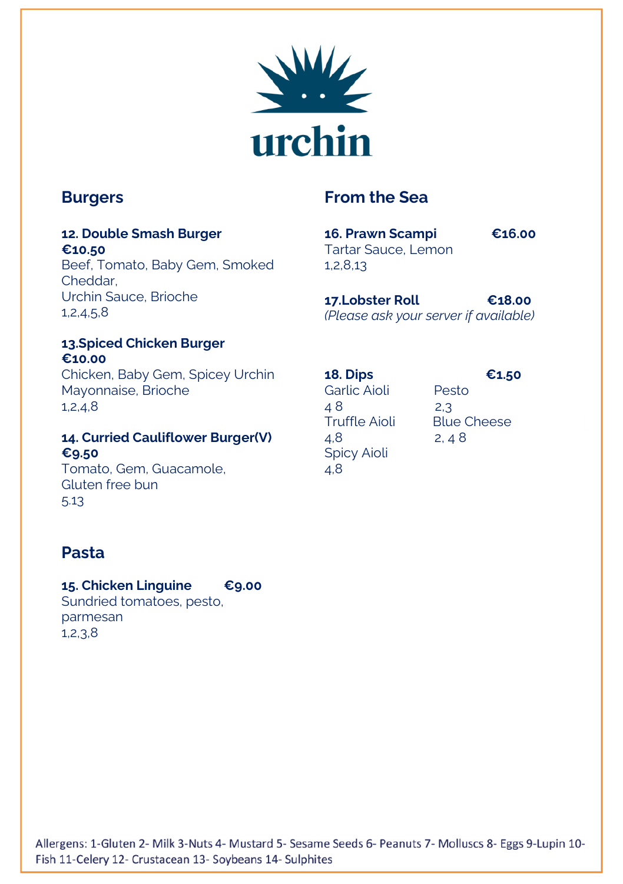# urchin

## Burgers

**12. Double Smash Burger**
**€10.50**
Beef, Tomato, Baby Gem, Smoked Cheddar,
Urchin Sauce, Brioche
1,2,4,5,8

**13.Spiced Chicken Burger**
**€10.00**
Chicken, Baby Gem, Spicey Urchin Mayonnaise, Brioche
1,2,4,8

**14. Curried Cauliflower Burger(V)**
**€9.50**
Tomato, Gem, Guacamole,
Gluten free bun
5.13

## Pasta

**15. Chicken Linguine** **€9.00**
Sundried tomatoes, pesto, parmesan
1,2,3,8

## From the Sea

**16. Prawn Scampi** **€16.00**
Tartar Sauce, Lemon
1,2,8,13

**17.Lobster Roll** **€18.00**
*(Please ask your server if available)*

**18. Dips** **€1.50**

Garlic Aioli
4 8

Truffle Aioli
4,8

Spicy Aioli
4,8

Pesto
2,3

Blue Cheese
2, 4 8

Allergens: 1-Gluten 2- Milk 3-Nuts 4- Mustard 5- Sesame Seeds 6- Peanuts 7- Molluscs 8- Eggs 9-Lupin 10-Fish 11-Celery 12- Crustacean 13- Soybeans 14- Sulphites